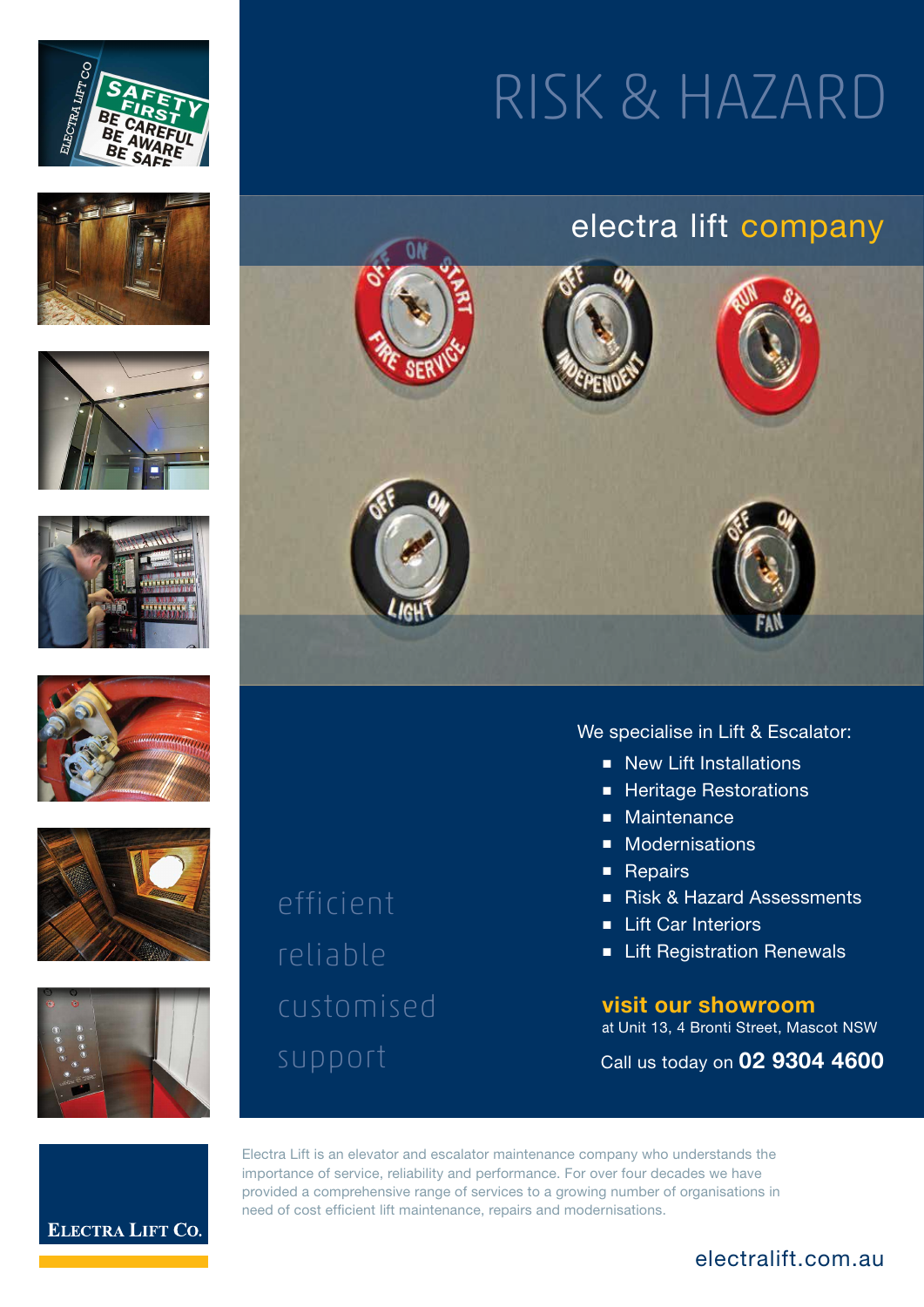# RISK & HAZARD

## electra lift company

efficient

reliable

customised

support

We specialise in Lift & Escalator:

- New Lift Installations
- Heritage Restorations
- Maintenance
- Modernisations
- Repairs
- Risk & Hazard Assessments
- Lift Car Interiors
- Lift Registration Renewals

**visit our showroom**

at Unit 13, 4 Bronti Street, Mascot NSW

Call us today on **02 9304 4600**

ELECTRA LIFT CO.

Electra Lift is an elevator and escalator maintenance company who understands the importance of service, reliability and performance. For over four decades we have provided a comprehensive range of services to a growing number of organisations in need of cost efficient lift maintenance, repairs and modernisations.

electralift.com.au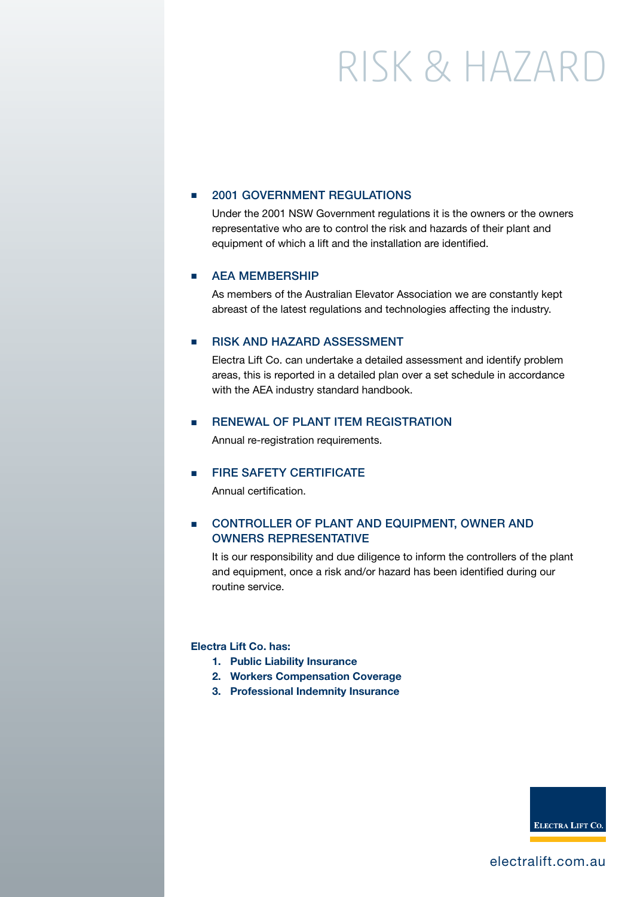# RISK & HAZARD

- ## 2001 GOVERNMENT REGULATIONS

  Under the 2001 NSW Government regulations it is the owners or the owners representative who are to control the risk and hazards of their plant and equipment of which a lift and the installation are identified.

- ## AEA MEMBERSHIP

  As members of the Australian Elevator Association we are constantly kept abreast of the latest regulations and technologies affecting the industry.

- ## RISK AND HAZARD ASSESSMENT

  Electra Lift Co. can undertake a detailed assessment and identify problem areas, this is reported in a detailed plan over a set schedule in accordance with the AEA industry standard handbook.

- ## RENEWAL OF PLANT ITEM REGISTRATION

  Annual re-registration requirements.

- ## FIRE SAFETY CERTIFICATE

  Annual certification.

- ## CONTROLLER OF PLANT AND EQUIPMENT, OWNER AND OWNERS REPRESENTATIVE

  It is our responsibility and due diligence to inform the controllers of the plant and equipment, once a risk and/or hazard has been identified during our routine service.

**Electra Lift Co. has:**

1. **Public Liability Insurance**
2. **Workers Compensation Coverage**
3. **Professional Indemnity Insurance**

ELECTRA LIFT CO.

electralift.com.au